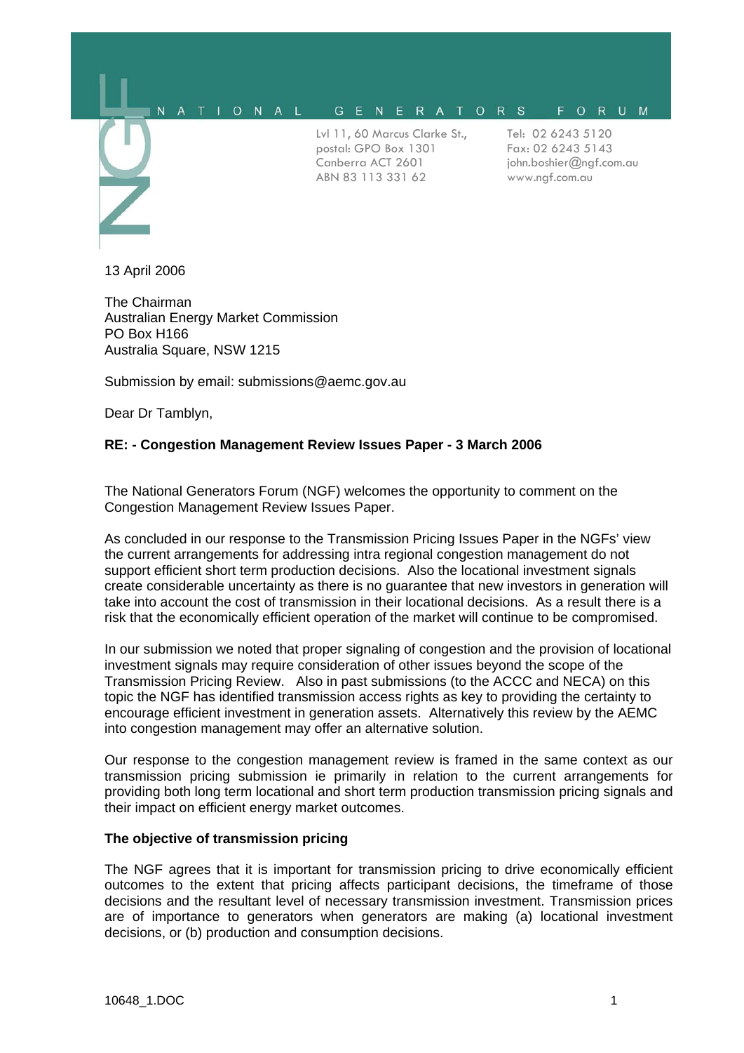N A T I O N A L   G E N E R A T O R S   F O R U M

Lvl 11, 60 Marcus Clarke St.,
postal: GPO Box 1301
Canberra ACT 2601
ABN 83 113 331 62

Tel: 02 6243 5120
Fax: 02 6243 5143
john.boshier@ngf.com.au
www.ngf.com.au

13 April 2006

The Chairman
Australian Energy Market Commission
PO Box H166
Australia Square, NSW 1215

Submission by email: submissions@aemc.gov.au

Dear Dr Tamblyn,

**RE: - Congestion Management Review Issues Paper - 3 March 2006**

The National Generators Forum (NGF) welcomes the opportunity to comment on the Congestion Management Review Issues Paper.

As concluded in our response to the Transmission Pricing Issues Paper in the NGFs' view the current arrangements for addressing intra regional congestion management do not support efficient short term production decisions. Also the locational investment signals create considerable uncertainty as there is no guarantee that new investors in generation will take into account the cost of transmission in their locational decisions. As a result there is a risk that the economically efficient operation of the market will continue to be compromised.

In our submission we noted that proper signaling of congestion and the provision of locational investment signals may require consideration of other issues beyond the scope of the Transmission Pricing Review. Also in past submissions (to the ACCC and NECA) on this topic the NGF has identified transmission access rights as key to providing the certainty to encourage efficient investment in generation assets. Alternatively this review by the AEMC into congestion management may offer an alternative solution.

Our response to the congestion management review is framed in the same context as our transmission pricing submission ie primarily in relation to the current arrangements for providing both long term locational and short term production transmission pricing signals and their impact on efficient energy market outcomes.

**The objective of transmission pricing**

The NGF agrees that it is important for transmission pricing to drive economically efficient outcomes to the extent that pricing affects participant decisions, the timeframe of those decisions and the resultant level of necessary transmission investment. Transmission prices are of importance to generators when generators are making (a) locational investment decisions, or (b) production and consumption decisions.

10648_1.DOC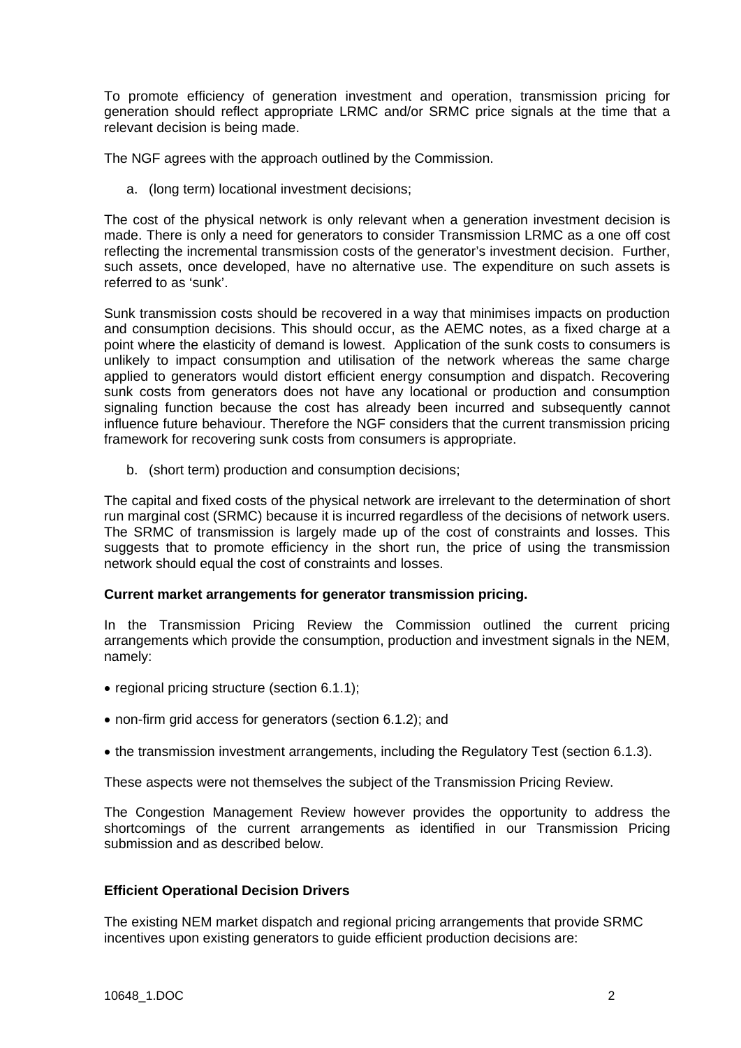To promote efficiency of generation investment and operation, transmission pricing for generation should reflect appropriate LRMC and/or SRMC price signals at the time that a relevant decision is being made.

The NGF agrees with the approach outlined by the Commission.

a. (long term) locational investment decisions;

The cost of the physical network is only relevant when a generation investment decision is made. There is only a need for generators to consider Transmission LRMC as a one off cost reflecting the incremental transmission costs of the generator's investment decision. Further, such assets, once developed, have no alternative use. The expenditure on such assets is referred to as 'sunk'.

Sunk transmission costs should be recovered in a way that minimises impacts on production and consumption decisions. This should occur, as the AEMC notes, as a fixed charge at a point where the elasticity of demand is lowest. Application of the sunk costs to consumers is unlikely to impact consumption and utilisation of the network whereas the same charge applied to generators would distort efficient energy consumption and dispatch. Recovering sunk costs from generators does not have any locational or production and consumption signaling function because the cost has already been incurred and subsequently cannot influence future behaviour. Therefore the NGF considers that the current transmission pricing framework for recovering sunk costs from consumers is appropriate.

b. (short term) production and consumption decisions;

The capital and fixed costs of the physical network are irrelevant to the determination of short run marginal cost (SRMC) because it is incurred regardless of the decisions of network users. The SRMC of transmission is largely made up of the cost of constraints and losses. This suggests that to promote efficiency in the short run, the price of using the transmission network should equal the cost of constraints and losses.

**Current market arrangements for generator transmission pricing.**

In the Transmission Pricing Review the Commission outlined the current pricing arrangements which provide the consumption, production and investment signals in the NEM, namely:

- regional pricing structure (section 6.1.1);
- non-firm grid access for generators (section 6.1.2); and
- the transmission investment arrangements, including the Regulatory Test (section 6.1.3).

These aspects were not themselves the subject of the Transmission Pricing Review.

The Congestion Management Review however provides the opportunity to address the shortcomings of the current arrangements as identified in our Transmission Pricing submission and as described below.

**Efficient Operational Decision Drivers**

The existing NEM market dispatch and regional pricing arrangements that provide SRMC incentives upon existing generators to guide efficient production decisions are: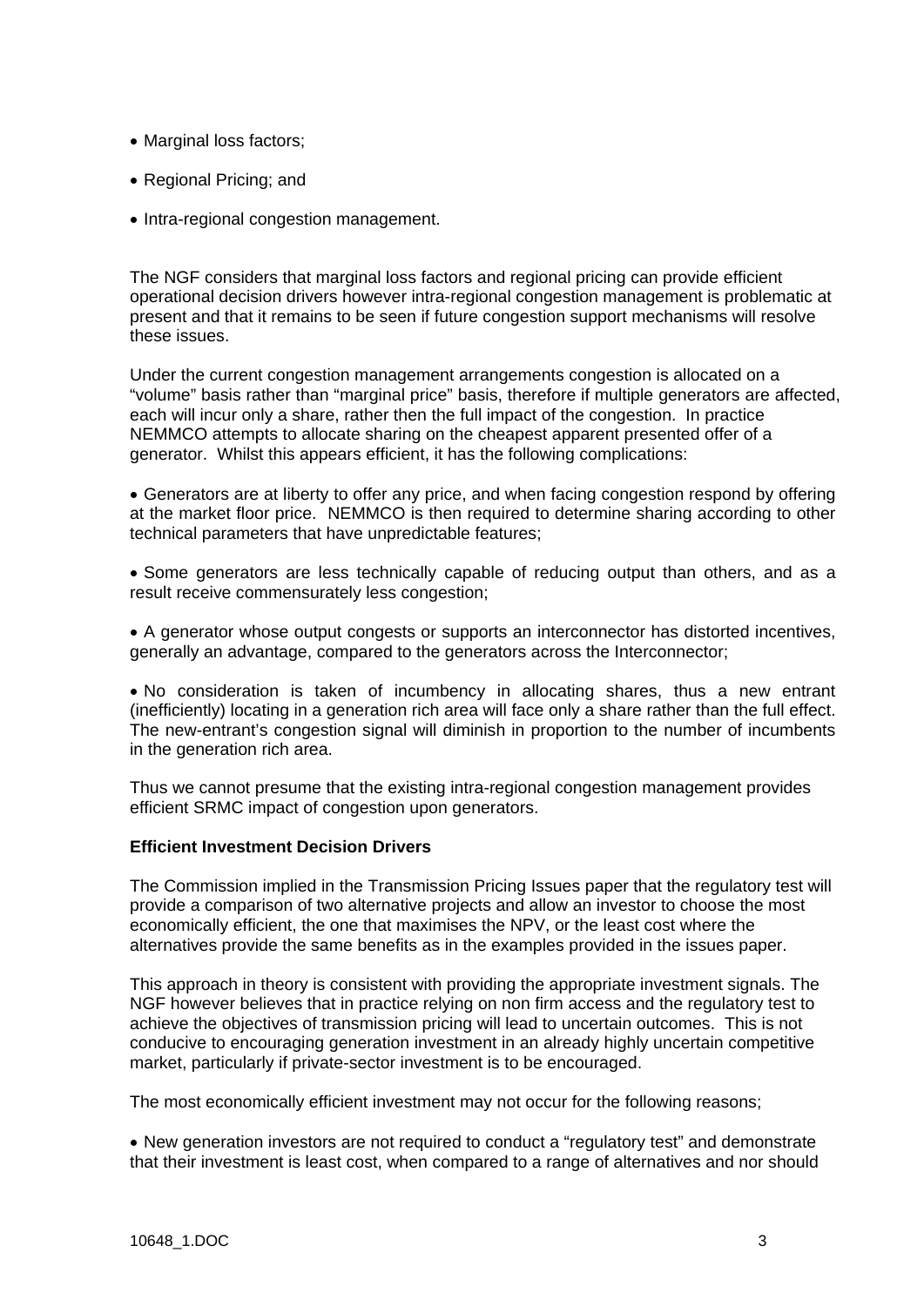- Marginal loss factors;
- Regional Pricing; and
- Intra-regional congestion management.

The NGF considers that marginal loss factors and regional pricing can provide efficient operational decision drivers however intra-regional congestion management is problematic at present and that it remains to be seen if future congestion support mechanisms will resolve these issues.

Under the current congestion management arrangements congestion is allocated on a "volume" basis rather than "marginal price" basis, therefore if multiple generators are affected, each will incur only a share, rather then the full impact of the congestion. In practice NEMMCO attempts to allocate sharing on the cheapest apparent presented offer of a generator. Whilst this appears efficient, it has the following complications:

- Generators are at liberty to offer any price, and when facing congestion respond by offering at the market floor price. NEMMCO is then required to determine sharing according to other technical parameters that have unpredictable features;
- Some generators are less technically capable of reducing output than others, and as a result receive commensurately less congestion;
- A generator whose output congests or supports an interconnector has distorted incentives, generally an advantage, compared to the generators across the Interconnector;
- No consideration is taken of incumbency in allocating shares, thus a new entrant (inefficiently) locating in a generation rich area will face only a share rather than the full effect. The new-entrant's congestion signal will diminish in proportion to the number of incumbents in the generation rich area.

Thus we cannot presume that the existing intra-regional congestion management provides efficient SRMC impact of congestion upon generators.

**Efficient Investment Decision Drivers**

The Commission implied in the Transmission Pricing Issues paper that the regulatory test will provide a comparison of two alternative projects and allow an investor to choose the most economically efficient, the one that maximises the NPV, or the least cost where the alternatives provide the same benefits as in the examples provided in the issues paper.

This approach in theory is consistent with providing the appropriate investment signals. The NGF however believes that in practice relying on non firm access and the regulatory test to achieve the objectives of transmission pricing will lead to uncertain outcomes. This is not conducive to encouraging generation investment in an already highly uncertain competitive market, particularly if private-sector investment is to be encouraged.

The most economically efficient investment may not occur for the following reasons;

- New generation investors are not required to conduct a "regulatory test" and demonstrate that their investment is least cost, when compared to a range of alternatives and nor should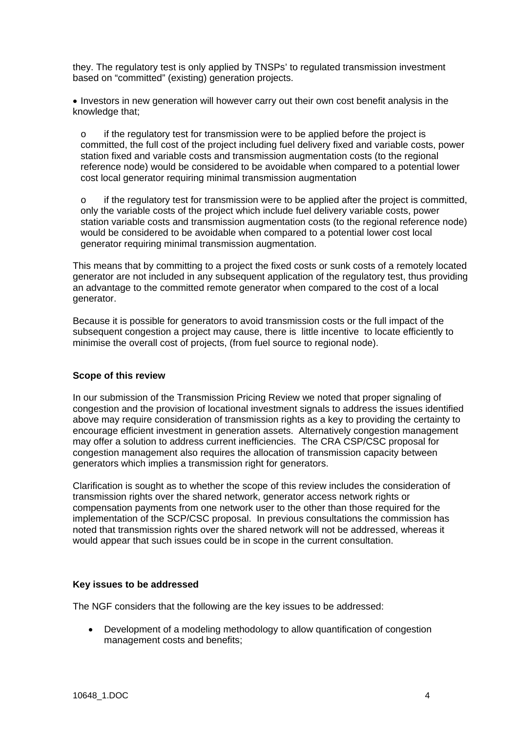they. The regulatory test is only applied by TNSPs' to regulated transmission investment based on "committed" (existing) generation projects.

- Investors in new generation will however carry out their own cost benefit analysis in the knowledge that;

  - o if the regulatory test for transmission were to be applied before the project is committed, the full cost of the project including fuel delivery fixed and variable costs, power station fixed and variable costs and transmission augmentation costs (to the regional reference node) would be considered to be avoidable when compared to a potential lower cost local generator requiring minimal transmission augmentation

  - o if the regulatory test for transmission were to be applied after the project is committed, only the variable costs of the project which include fuel delivery variable costs, power station variable costs and transmission augmentation costs (to the regional reference node) would be considered to be avoidable when compared to a potential lower cost local generator requiring minimal transmission augmentation.

This means that by committing to a project the fixed costs or sunk costs of a remotely located generator are not included in any subsequent application of the regulatory test, thus providing an advantage to the committed remote generator when compared to the cost of a local generator.

Because it is possible for generators to avoid transmission costs or the full impact of the subsequent congestion a project may cause, there is little incentive to locate efficiently to minimise the overall cost of projects, (from fuel source to regional node).

**Scope of this review**

In our submission of the Transmission Pricing Review we noted that proper signaling of congestion and the provision of locational investment signals to address the issues identified above may require consideration of transmission rights as a key to providing the certainty to encourage efficient investment in generation assets. Alternatively congestion management may offer a solution to address current inefficiencies. The CRA CSP/CSC proposal for congestion management also requires the allocation of transmission capacity between generators which implies a transmission right for generators.

Clarification is sought as to whether the scope of this review includes the consideration of transmission rights over the shared network, generator access network rights or compensation payments from one network user to the other than those required for the implementation of the SCP/CSC proposal. In previous consultations the commission has noted that transmission rights over the shared network will not be addressed, whereas it would appear that such issues could be in scope in the current consultation.

**Key issues to be addressed**

The NGF considers that the following are the key issues to be addressed:

- Development of a modeling methodology to allow quantification of congestion management costs and benefits;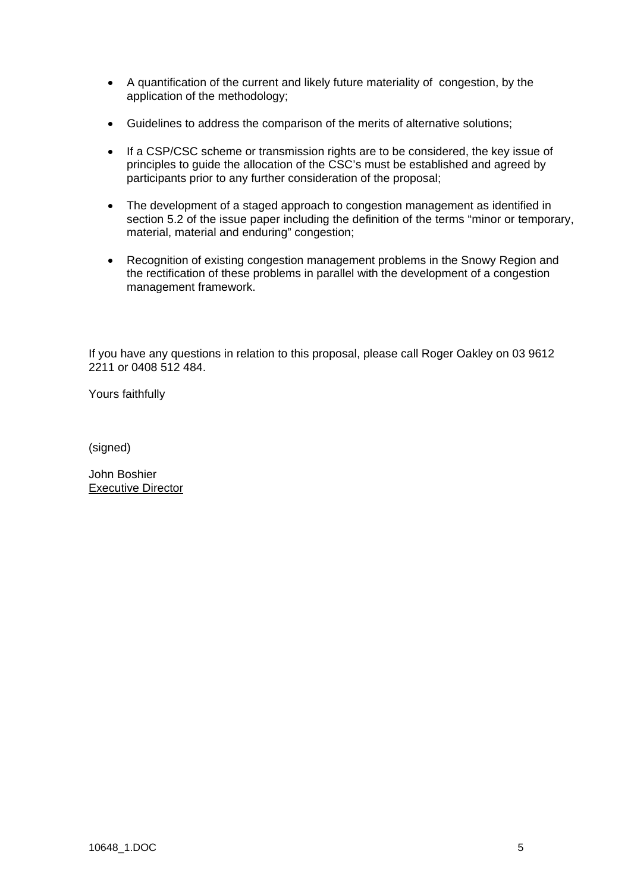- A quantification of the current and likely future materiality of congestion, by the application of the methodology;

- Guidelines to address the comparison of the merits of alternative solutions;

- If a CSP/CSC scheme or transmission rights are to be considered, the key issue of principles to guide the allocation of the CSC's must be established and agreed by participants prior to any further consideration of the proposal;

- The development of a staged approach to congestion management as identified in section 5.2 of the issue paper including the definition of the terms "minor or temporary, material, material and enduring" congestion;

- Recognition of existing congestion management problems in the Snowy Region and the rectification of these problems in parallel with the development of a congestion management framework.

If you have any questions in relation to this proposal, please call Roger Oakley on 03 9612 2211 or 0408 512 484.

Yours faithfully

(signed)

John Boshier
Executive Director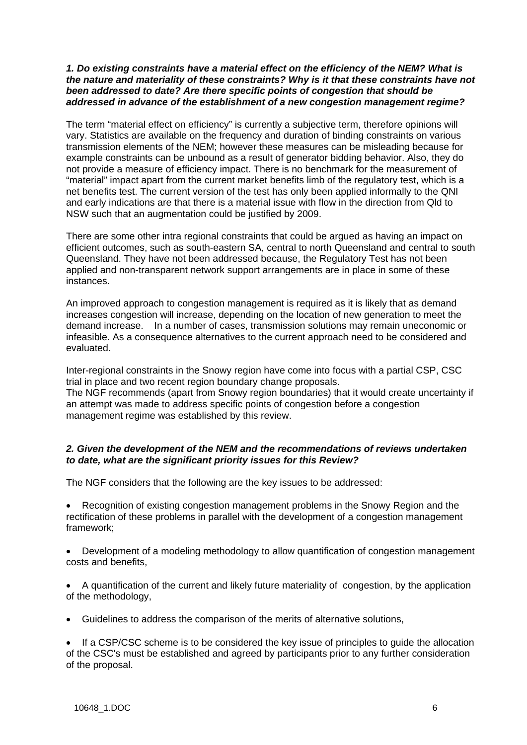***1. Do existing constraints have a material effect on the efficiency of the NEM? What is the nature and materiality of these constraints? Why is it that these constraints have not been addressed to date? Are there specific points of congestion that should be addressed in advance of the establishment of a new congestion management regime?***

The term “material effect on efficiency” is currently a subjective term, therefore opinions will vary. Statistics are available on the frequency and duration of binding constraints on various transmission elements of the NEM; however these measures can be misleading because for example constraints can be unbound as a result of generator bidding behavior. Also, they do not provide a measure of efficiency impact. There is no benchmark for the measurement of “material” impact apart from the current market benefits limb of the regulatory test, which is a net benefits test. The current version of the test has only been applied informally to the QNI and early indications are that there is a material issue with flow in the direction from Qld to NSW such that an augmentation could be justified by 2009.

There are some other intra regional constraints that could be argued as having an impact on efficient outcomes, such as south-eastern SA, central to north Queensland and central to south Queensland. They have not been addressed because, the Regulatory Test has not been applied and non-transparent network support arrangements are in place in some of these instances.

An improved approach to congestion management is required as it is likely that as demand increases congestion will increase, depending on the location of new generation to meet the demand increase. In a number of cases, transmission solutions may remain uneconomic or infeasible. As a consequence alternatives to the current approach need to be considered and evaluated.

Inter-regional constraints in the Snowy region have come into focus with a partial CSP, CSC trial in place and two recent region boundary change proposals.
The NGF recommends (apart from Snowy region boundaries) that it would create uncertainty if an attempt was made to address specific points of congestion before a congestion management regime was established by this review.

***2. Given the development of the NEM and the recommendations of reviews undertaken to date, what are the significant priority issues for this Review?***

The NGF considers that the following are the key issues to be addressed:

- Recognition of existing congestion management problems in the Snowy Region and the rectification of these problems in parallel with the development of a congestion management framework;

- Development of a modeling methodology to allow quantification of congestion management costs and benefits,

- A quantification of the current and likely future materiality of congestion, by the application of the methodology,

- Guidelines to address the comparison of the merits of alternative solutions,

- If a CSP/CSC scheme is to be considered the key issue of principles to guide the allocation of the CSC's must be established and agreed by participants prior to any further consideration of the proposal.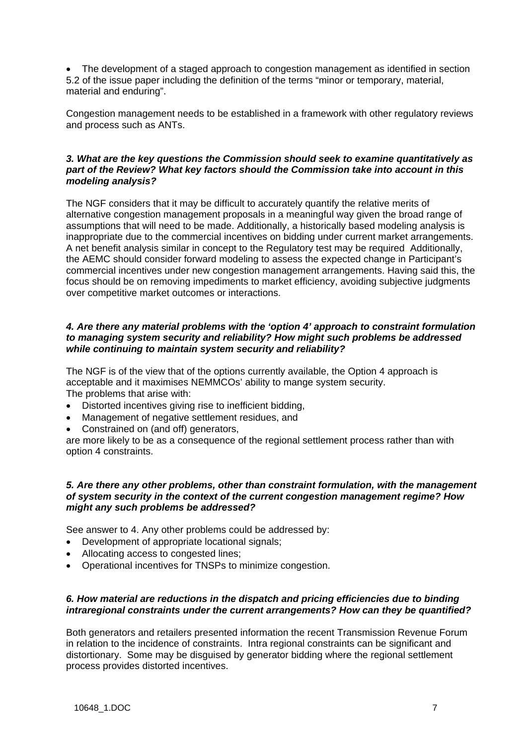- The development of a staged approach to congestion management as identified in section 5.2 of the issue paper including the definition of the terms “minor or temporary, material, material and enduring”.

Congestion management needs to be established in a framework with other regulatory reviews and process such as ANTs.

***3. What are the key questions the Commission should seek to examine quantitatively as part of the Review? What key factors should the Commission take into account in this modeling analysis?***

The NGF considers that it may be difficult to accurately quantify the relative merits of alternative congestion management proposals in a meaningful way given the broad range of assumptions that will need to be made. Additionally, a historically based modeling analysis is inappropriate due to the commercial incentives on bidding under current market arrangements. A net benefit analysis similar in concept to the Regulatory test may be required. Additionally, the AEMC should consider forward modeling to assess the expected change in Participant’s commercial incentives under new congestion management arrangements. Having said this, the focus should be on removing impediments to market efficiency, avoiding subjective judgments over competitive market outcomes or interactions.

***4. Are there any material problems with the ‘option 4’ approach to constraint formulation to managing system security and reliability? How might such problems be addressed while continuing to maintain system security and reliability?***

The NGF is of the view that of the options currently available, the Option 4 approach is acceptable and it maximises NEMMCOs’ ability to mange system security.
The problems that arise with:

- Distorted incentives giving rise to inefficient bidding,
- Management of negative settlement residues, and
- Constrained on (and off) generators,

are more likely to be as a consequence of the regional settlement process rather than with option 4 constraints.

***5. Are there any other problems, other than constraint formulation, with the management of system security in the context of the current congestion management regime? How might any such problems be addressed?***

See answer to 4. Any other problems could be addressed by:

- Development of appropriate locational signals;
- Allocating access to congested lines;
- Operational incentives for TNSPs to minimize congestion.

***6. How material are reductions in the dispatch and pricing efficiencies due to binding intraregional constraints under the current arrangements? How can they be quantified?***

Both generators and retailers presented information the recent Transmission Revenue Forum in relation to the incidence of constraints. Intra regional constraints can be significant and distortionary. Some may be disguised by generator bidding where the regional settlement process provides distorted incentives.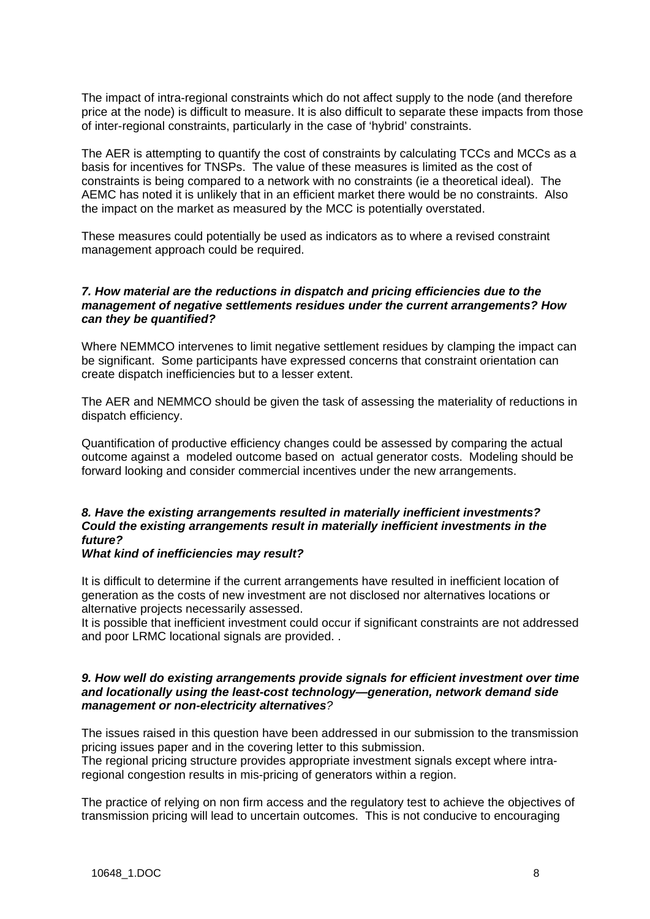The impact of intra-regional constraints which do not affect supply to the node (and therefore price at the node) is difficult to measure. It is also difficult to separate these impacts from those of inter-regional constraints, particularly in the case of 'hybrid' constraints.

The AER is attempting to quantify the cost of constraints by calculating TCCs and MCCs as a basis for incentives for TNSPs. The value of these measures is limited as the cost of constraints is being compared to a network with no constraints (ie a theoretical ideal). The AEMC has noted it is unlikely that in an efficient market there would be no constraints. Also the impact on the market as measured by the MCC is potentially overstated.

These measures could potentially be used as indicators as to where a revised constraint management approach could be required.

***7. How material are the reductions in dispatch and pricing efficiencies due to the management of negative settlements residues under the current arrangements? How can they be quantified?***

Where NEMMCO intervenes to limit negative settlement residues by clamping the impact can be significant. Some participants have expressed concerns that constraint orientation can create dispatch inefficiencies but to a lesser extent.

The AER and NEMMCO should be given the task of assessing the materiality of reductions in dispatch efficiency.

Quantification of productive efficiency changes could be assessed by comparing the actual outcome against a modeled outcome based on actual generator costs. Modeling should be forward looking and consider commercial incentives under the new arrangements.

***8. Have the existing arrangements resulted in materially inefficient investments? Could the existing arrangements result in materially inefficient investments in the future?***
***What kind of inefficiencies may result?***

It is difficult to determine if the current arrangements have resulted in inefficient location of generation as the costs of new investment are not disclosed nor alternatives locations or alternative projects necessarily assessed.
It is possible that inefficient investment could occur if significant constraints are not addressed and poor LRMC locational signals are provided. .

***9. How well do existing arrangements provide signals for efficient investment over time and locationally using the least-cost technology—generation, network demand side management or non-electricity alternatives?***

The issues raised in this question have been addressed in our submission to the transmission pricing issues paper and in the covering letter to this submission.
The regional pricing structure provides appropriate investment signals except where intra-regional congestion results in mis-pricing of generators within a region.

The practice of relying on non firm access and the regulatory test to achieve the objectives of transmission pricing will lead to uncertain outcomes. This is not conducive to encouraging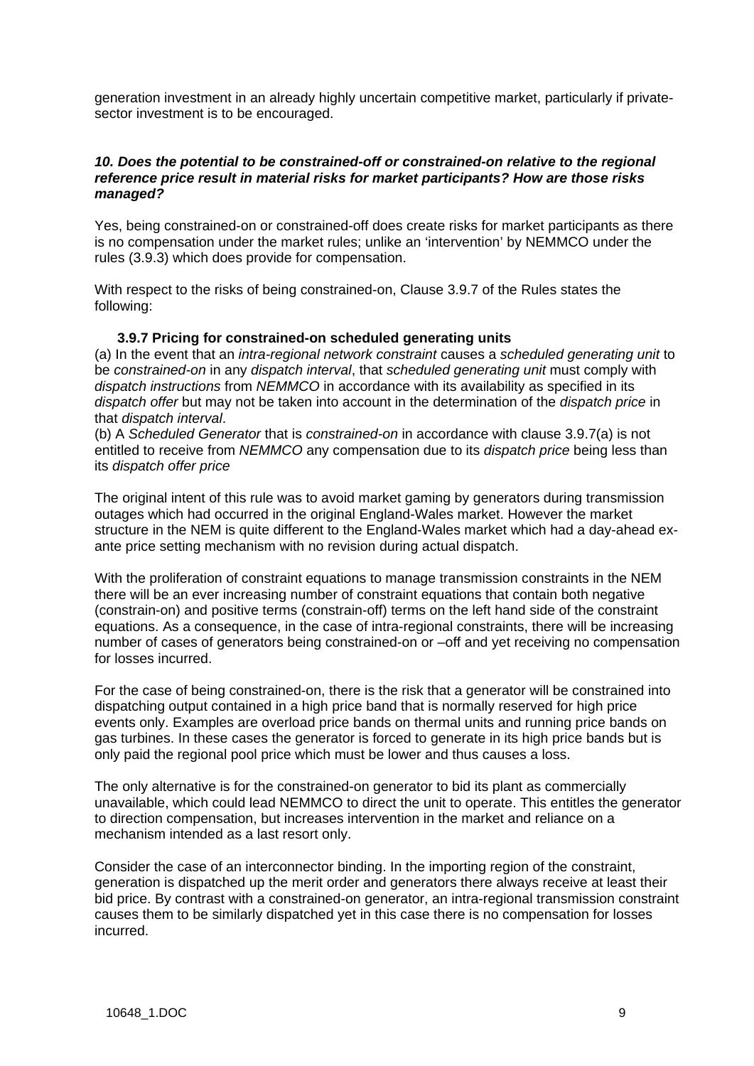generation investment in an already highly uncertain competitive market, particularly if private-sector investment is to be encouraged.

***10. Does the potential to be constrained-off or constrained-on relative to the regional reference price result in material risks for market participants? How are those risks managed?***

Yes, being constrained-on or constrained-off does create risks for market participants as there is no compensation under the market rules; unlike an 'intervention' by NEMMCO under the rules (3.9.3) which does provide for compensation.

With respect to the risks of being constrained-on, Clause 3.9.7 of the Rules states the following:

**3.9.7 Pricing for constrained-on scheduled generating units**

(a) In the event that an *intra-regional network constraint* causes a *scheduled generating unit* to be *constrained-on* in any *dispatch interval*, that *scheduled generating unit* must comply with *dispatch instructions* from *NEMMCO* in accordance with its availability as specified in its *dispatch offer* but may not be taken into account in the determination of the *dispatch price* in that *dispatch interval*.

(b) A *Scheduled Generator* that is *constrained-on* in accordance with clause 3.9.7(a) is not entitled to receive from *NEMMCO* any compensation due to its *dispatch price* being less than its *dispatch offer price*

The original intent of this rule was to avoid market gaming by generators during transmission outages which had occurred in the original England-Wales market. However the market structure in the NEM is quite different to the England-Wales market which had a day-ahead ex-ante price setting mechanism with no revision during actual dispatch.

With the proliferation of constraint equations to manage transmission constraints in the NEM there will be an ever increasing number of constraint equations that contain both negative (constrain-on) and positive terms (constrain-off) terms on the left hand side of the constraint equations. As a consequence, in the case of intra-regional constraints, there will be increasing number of cases of generators being constrained-on or –off and yet receiving no compensation for losses incurred.

For the case of being constrained-on, there is the risk that a generator will be constrained into dispatching output contained in a high price band that is normally reserved for high price events only. Examples are overload price bands on thermal units and running price bands on gas turbines. In these cases the generator is forced to generate in its high price bands but is only paid the regional pool price which must be lower and thus causes a loss.

The only alternative is for the constrained-on generator to bid its plant as commercially unavailable, which could lead NEMMCO to direct the unit to operate. This entitles the generator to direction compensation, but increases intervention in the market and reliance on a mechanism intended as a last resort only.

Consider the case of an interconnector binding. In the importing region of the constraint, generation is dispatched up the merit order and generators there always receive at least their bid price. By contrast with a constrained-on generator, an intra-regional transmission constraint causes them to be similarly dispatched yet in this case there is no compensation for losses incurred.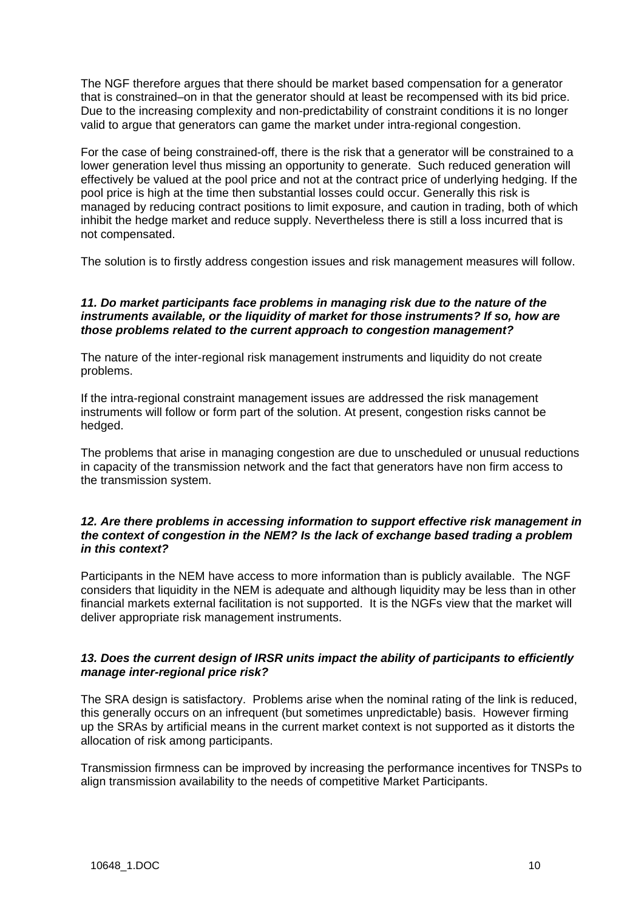The NGF therefore argues that there should be market based compensation for a generator that is constrained–on in that the generator should at least be recompensed with its bid price. Due to the increasing complexity and non-predictability of constraint conditions it is no longer valid to argue that generators can game the market under intra-regional congestion.

For the case of being constrained-off, there is the risk that a generator will be constrained to a lower generation level thus missing an opportunity to generate. Such reduced generation will effectively be valued at the pool price and not at the contract price of underlying hedging. If the pool price is high at the time then substantial losses could occur. Generally this risk is managed by reducing contract positions to limit exposure, and caution in trading, both of which inhibit the hedge market and reduce supply. Nevertheless there is still a loss incurred that is not compensated.

The solution is to firstly address congestion issues and risk management measures will follow.

***11. Do market participants face problems in managing risk due to the nature of the instruments available, or the liquidity of market for those instruments? If so, how are those problems related to the current approach to congestion management?***

The nature of the inter-regional risk management instruments and liquidity do not create problems.

If the intra-regional constraint management issues are addressed the risk management instruments will follow or form part of the solution. At present, congestion risks cannot be hedged.

The problems that arise in managing congestion are due to unscheduled or unusual reductions in capacity of the transmission network and the fact that generators have non firm access to the transmission system.

***12. Are there problems in accessing information to support effective risk management in the context of congestion in the NEM? Is the lack of exchange based trading a problem in this context?***

Participants in the NEM have access to more information than is publicly available. The NGF considers that liquidity in the NEM is adequate and although liquidity may be less than in other financial markets external facilitation is not supported. It is the NGFs view that the market will deliver appropriate risk management instruments.

***13. Does the current design of IRSR units impact the ability of participants to efficiently manage inter-regional price risk?***

The SRA design is satisfactory. Problems arise when the nominal rating of the link is reduced, this generally occurs on an infrequent (but sometimes unpredictable) basis. However firming up the SRAs by artificial means in the current market context is not supported as it distorts the allocation of risk among participants.

Transmission firmness can be improved by increasing the performance incentives for TNSPs to align transmission availability to the needs of competitive Market Participants.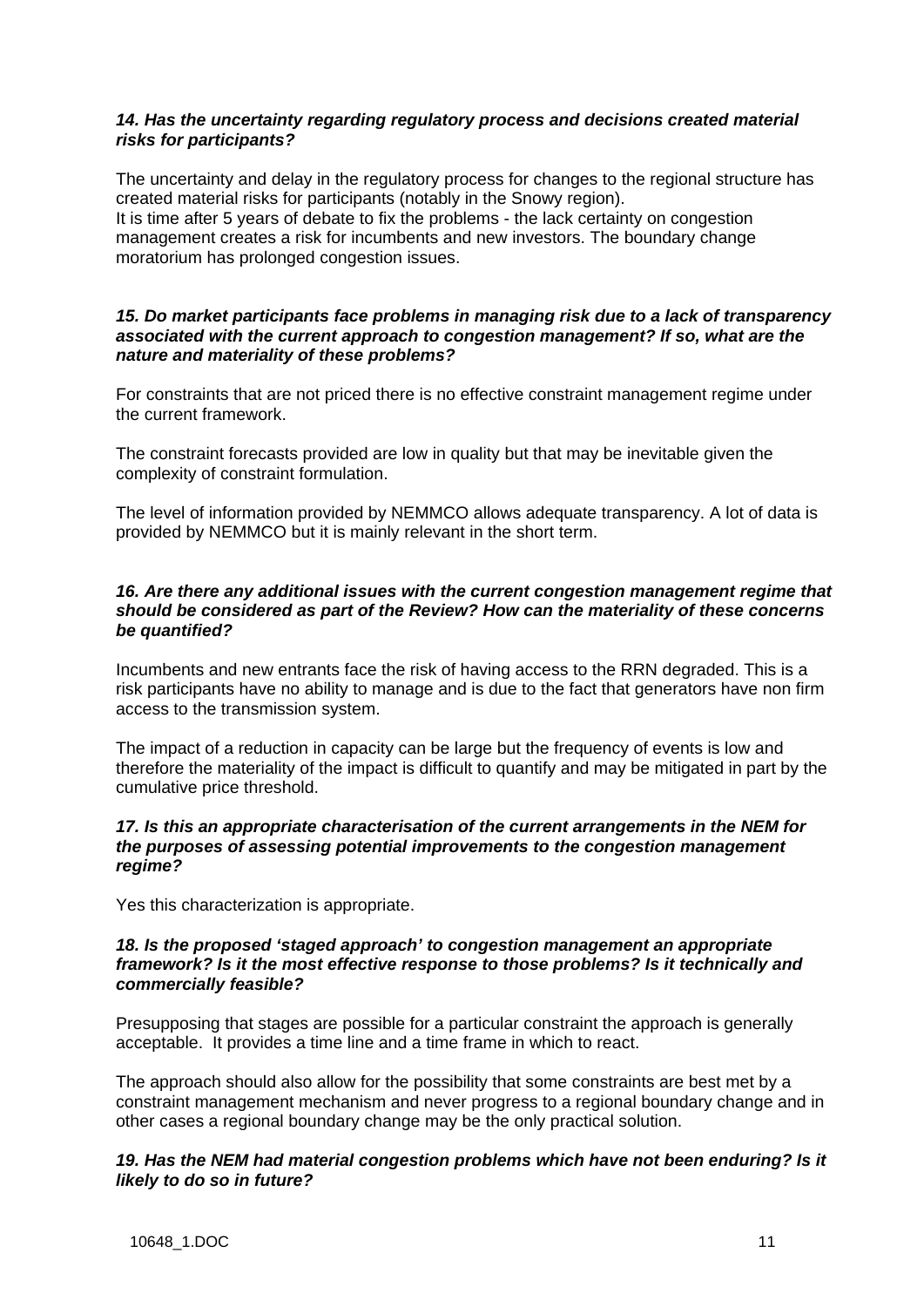***14. Has the uncertainty regarding regulatory process and decisions created material risks for participants?***

The uncertainty and delay in the regulatory process for changes to the regional structure has created material risks for participants (notably in the Snowy region).
It is time after 5 years of debate to fix the problems - the lack certainty on congestion management creates a risk for incumbents and new investors. The boundary change moratorium has prolonged congestion issues.

***15. Do market participants face problems in managing risk due to a lack of transparency associated with the current approach to congestion management? If so, what are the nature and materiality of these problems?***

For constraints that are not priced there is no effective constraint management regime under the current framework.

The constraint forecasts provided are low in quality but that may be inevitable given the complexity of constraint formulation.

The level of information provided by NEMMCO allows adequate transparency. A lot of data is provided by NEMMCO but it is mainly relevant in the short term.

***16. Are there any additional issues with the current congestion management regime that should be considered as part of the Review? How can the materiality of these concerns be quantified?***

Incumbents and new entrants face the risk of having access to the RRN degraded. This is a risk participants have no ability to manage and is due to the fact that generators have non firm access to the transmission system.

The impact of a reduction in capacity can be large but the frequency of events is low and therefore the materiality of the impact is difficult to quantify and may be mitigated in part by the cumulative price threshold.

***17. Is this an appropriate characterisation of the current arrangements in the NEM for the purposes of assessing potential improvements to the congestion management regime?***

Yes this characterization is appropriate.

***18. Is the proposed 'staged approach' to congestion management an appropriate framework? Is it the most effective response to those problems? Is it technically and commercially feasible?***

Presupposing that stages are possible for a particular constraint the approach is generally acceptable. It provides a time line and a time frame in which to react.

The approach should also allow for the possibility that some constraints are best met by a constraint management mechanism and never progress to a regional boundary change and in other cases a regional boundary change may be the only practical solution.

***19. Has the NEM had material congestion problems which have not been enduring? Is it likely to do so in future?***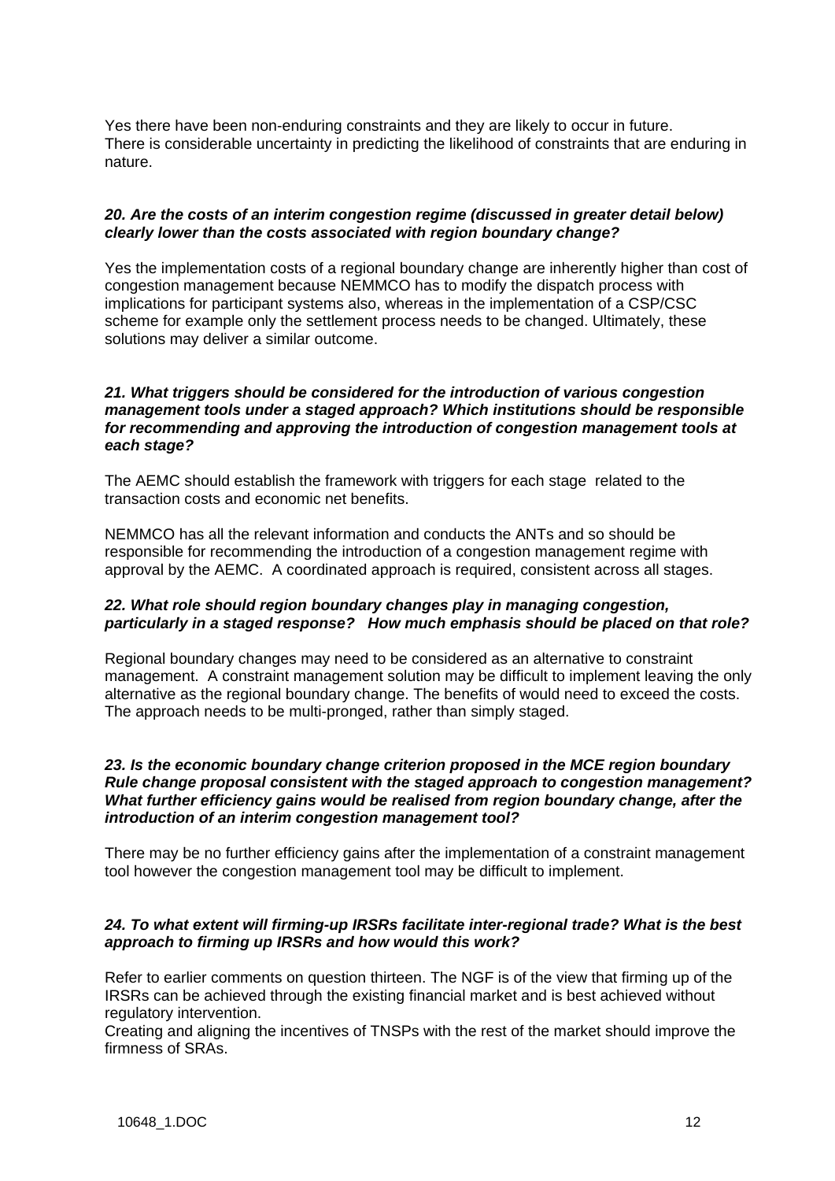Yes there have been non-enduring constraints and they are likely to occur in future. There is considerable uncertainty in predicting the likelihood of constraints that are enduring in nature.

***20. Are the costs of an interim congestion regime (discussed in greater detail below) clearly lower than the costs associated with region boundary change?***

Yes the implementation costs of a regional boundary change are inherently higher than cost of congestion management because NEMMCO has to modify the dispatch process with implications for participant systems also, whereas in the implementation of a CSP/CSC scheme for example only the settlement process needs to be changed. Ultimately, these solutions may deliver a similar outcome.

***21. What triggers should be considered for the introduction of various congestion management tools under a staged approach? Which institutions should be responsible for recommending and approving the introduction of congestion management tools at each stage?***

The AEMC should establish the framework with triggers for each stage related to the transaction costs and economic net benefits.

NEMMCO has all the relevant information and conducts the ANTs and so should be responsible for recommending the introduction of a congestion management regime with approval by the AEMC. A coordinated approach is required, consistent across all stages.

***22. What role should region boundary changes play in managing congestion, particularly in a staged response? How much emphasis should be placed on that role?***

Regional boundary changes may need to be considered as an alternative to constraint management. A constraint management solution may be difficult to implement leaving the only alternative as the regional boundary change. The benefits of would need to exceed the costs. The approach needs to be multi-pronged, rather than simply staged.

***23. Is the economic boundary change criterion proposed in the MCE region boundary Rule change proposal consistent with the staged approach to congestion management? What further efficiency gains would be realised from region boundary change, after the introduction of an interim congestion management tool?***

There may be no further efficiency gains after the implementation of a constraint management tool however the congestion management tool may be difficult to implement.

***24. To what extent will firming-up IRSRs facilitate inter-regional trade? What is the best approach to firming up IRSRs and how would this work?***

Refer to earlier comments on question thirteen. The NGF is of the view that firming up of the IRSRs can be achieved through the existing financial market and is best achieved without regulatory intervention.
Creating and aligning the incentives of TNSPs with the rest of the market should improve the firmness of SRAs.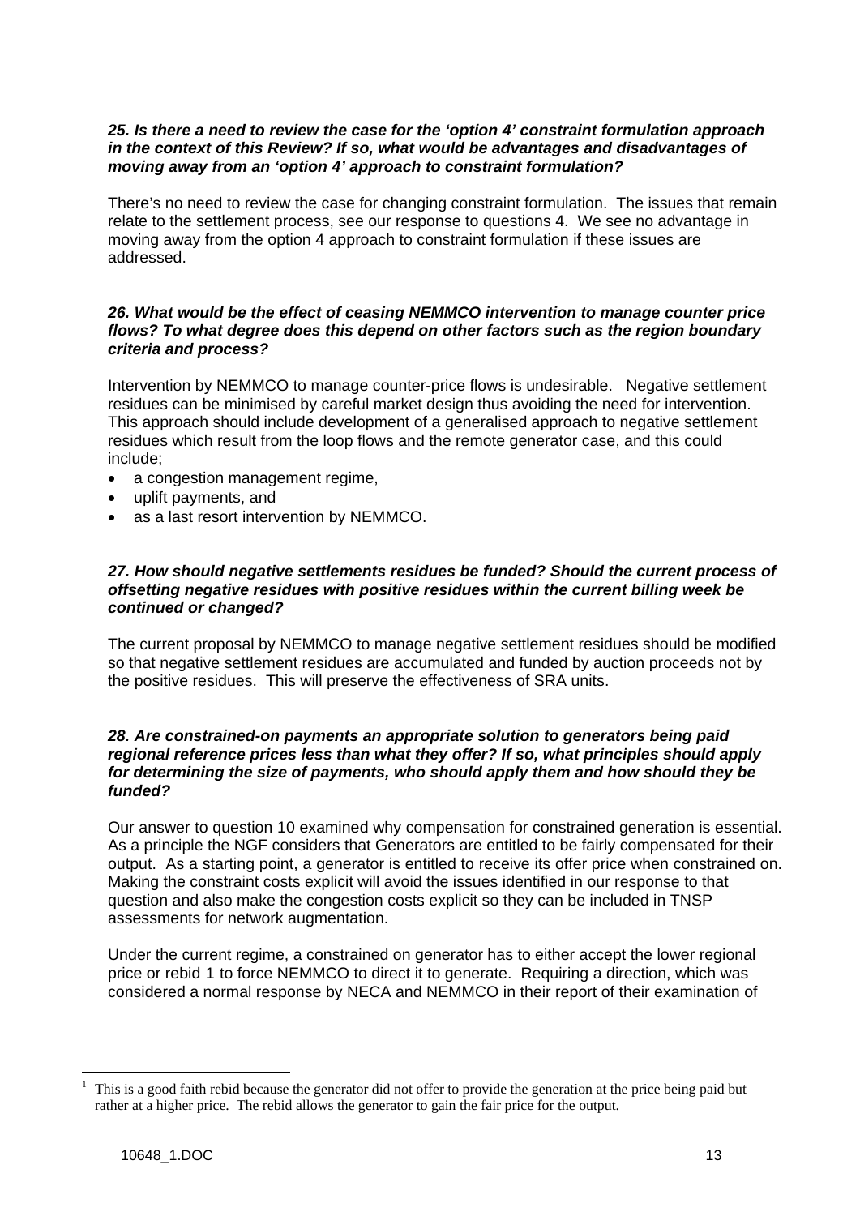***25. Is there a need to review the case for the 'option 4' constraint formulation approach in the context of this Review? If so, what would be advantages and disadvantages of moving away from an 'option 4' approach to constraint formulation?***

There's no need to review the case for changing constraint formulation. The issues that remain relate to the settlement process, see our response to questions 4. We see no advantage in moving away from the option 4 approach to constraint formulation if these issues are addressed.

***26. What would be the effect of ceasing NEMMCO intervention to manage counter price flows? To what degree does this depend on other factors such as the region boundary criteria and process?***

Intervention by NEMMCO to manage counter-price flows is undesirable. Negative settlement residues can be minimised by careful market design thus avoiding the need for intervention. This approach should include development of a generalised approach to negative settlement residues which result from the loop flows and the remote generator case, and this could include;

- a congestion management regime,
- uplift payments, and
- as a last resort intervention by NEMMCO.

***27. How should negative settlements residues be funded? Should the current process of offsetting negative residues with positive residues within the current billing week be continued or changed?***

The current proposal by NEMMCO to manage negative settlement residues should be modified so that negative settlement residues are accumulated and funded by auction proceeds not by the positive residues. This will preserve the effectiveness of SRA units.

***28. Are constrained-on payments an appropriate solution to generators being paid regional reference prices less than what they offer? If so, what principles should apply for determining the size of payments, who should apply them and how should they be funded?***

Our answer to question 10 examined why compensation for constrained generation is essential. As a principle the NGF considers that Generators are entitled to be fairly compensated for their output. As a starting point, a generator is entitled to receive its offer price when constrained on. Making the constraint costs explicit will avoid the issues identified in our response to that question and also make the congestion costs explicit so they can be included in TNSP assessments for network augmentation.

Under the current regime, a constrained on generator has to either accept the lower regional price or rebid [1] to force NEMMCO to direct it to generate. Requiring a direction, which was considered a normal response by NECA and NEMMCO in their report of their examination of

[1] This is a good faith rebid because the generator did not offer to provide the generation at the price being paid but rather at a higher price. The rebid allows the generator to gain the fair price for the output.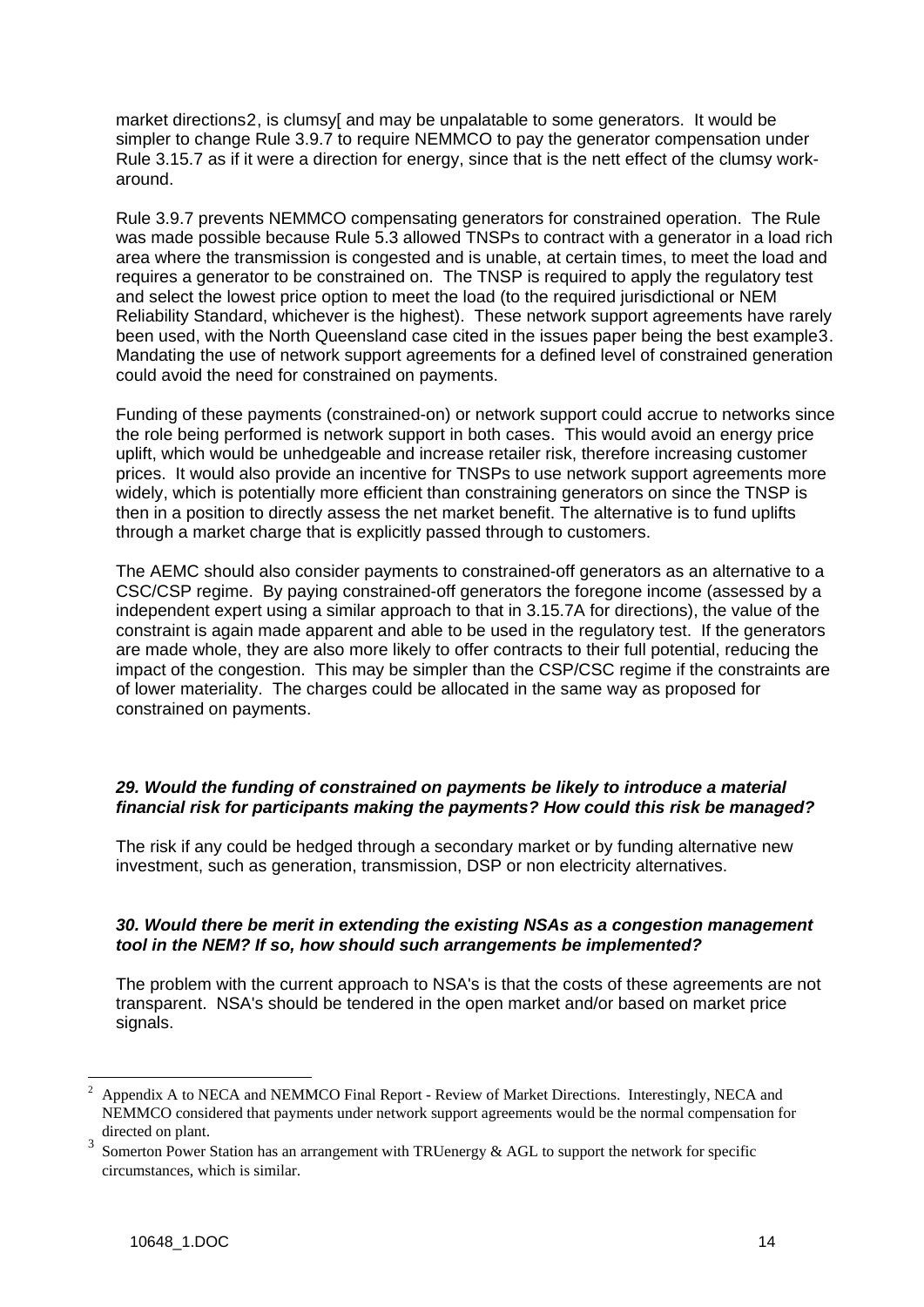market directions[2], is clumsy[ and may be unpalatable to some generators. It would be simpler to change Rule 3.9.7 to require NEMMCO to pay the generator compensation under Rule 3.15.7 as if it were a direction for energy, since that is the nett effect of the clumsy work-around.

Rule 3.9.7 prevents NEMMCO compensating generators for constrained operation. The Rule was made possible because Rule 5.3 allowed TNSPs to contract with a generator in a load rich area where the transmission is congested and is unable, at certain times, to meet the load and requires a generator to be constrained on. The TNSP is required to apply the regulatory test and select the lowest price option to meet the load (to the required jurisdictional or NEM Reliability Standard, whichever is the highest). These network support agreements have rarely been used, with the North Queensland case cited in the issues paper being the best example[3]. Mandating the use of network support agreements for a defined level of constrained generation could avoid the need for constrained on payments.

Funding of these payments (constrained-on) or network support could accrue to networks since the role being performed is network support in both cases. This would avoid an energy price uplift, which would be unhedgeable and increase retailer risk, therefore increasing customer prices. It would also provide an incentive for TNSPs to use network support agreements more widely, which is potentially more efficient than constraining generators on since the TNSP is then in a position to directly assess the net market benefit. The alternative is to fund uplifts through a market charge that is explicitly passed through to customers.

The AEMC should also consider payments to constrained-off generators as an alternative to a CSC/CSP regime. By paying constrained-off generators the foregone income (assessed by a independent expert using a similar approach to that in 3.15.7A for directions), the value of the constraint is again made apparent and able to be used in the regulatory test. If the generators are made whole, they are also more likely to offer contracts to their full potential, reducing the impact of the congestion. This may be simpler than the CSP/CSC regime if the constraints are of lower materiality. The charges could be allocated in the same way as proposed for constrained on payments.

***29. Would the funding of constrained on payments be likely to introduce a material financial risk for participants making the payments? How could this risk be managed?***

The risk if any could be hedged through a secondary market or by funding alternative new investment, such as generation, transmission, DSP or non electricity alternatives.

***30. Would there be merit in extending the existing NSAs as a congestion management tool in the NEM? If so, how should such arrangements be implemented?***

The problem with the current approach to NSA's is that the costs of these agreements are not transparent. NSA's should be tendered in the open market and/or based on market price signals.

---

[2] Appendix A to NECA and NEMMCO Final Report - Review of Market Directions. Interestingly, NECA and NEMMCO considered that payments under network support agreements would be the normal compensation for directed on plant.

[3] Somerton Power Station has an arrangement with TRUenergy & AGL to support the network for specific circumstances, which is similar.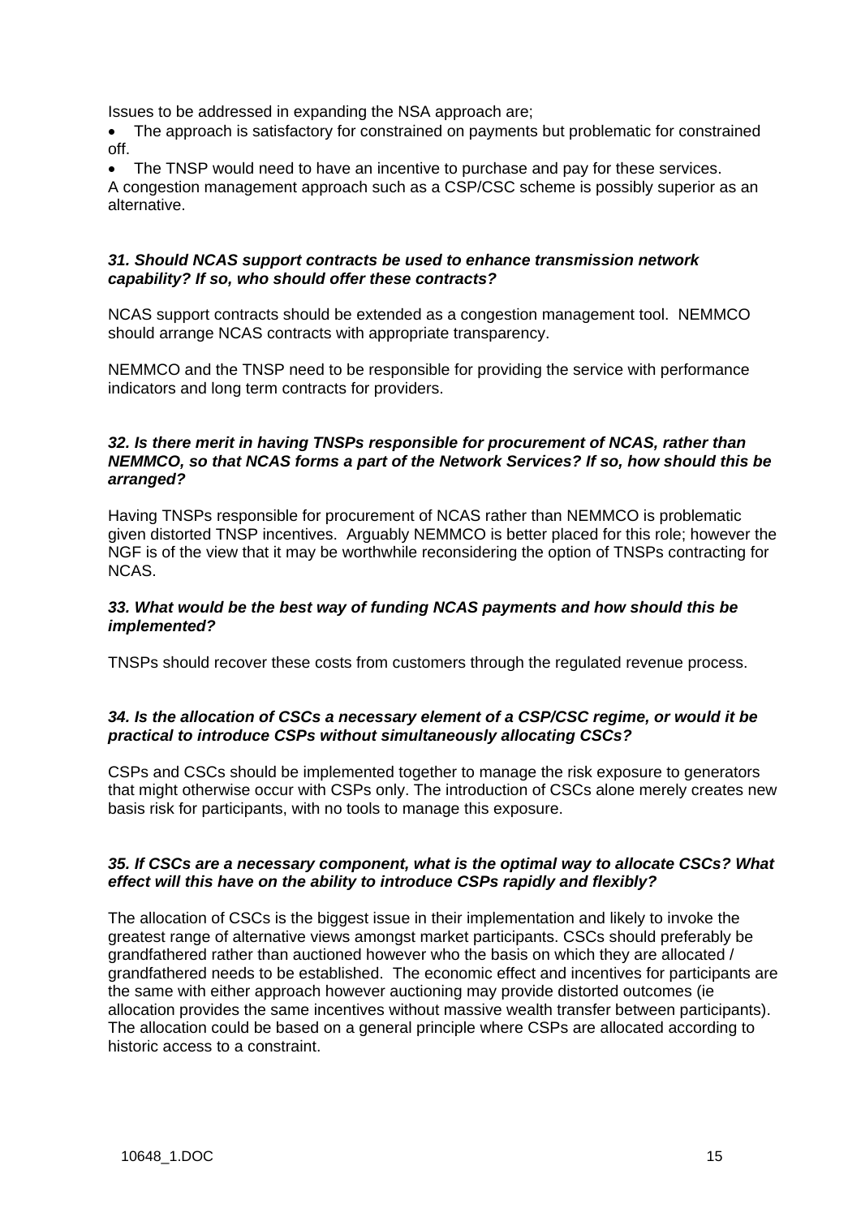Issues to be addressed in expanding the NSA approach are;

- The approach is satisfactory for constrained on payments but problematic for constrained off.
- The TNSP would need to have an incentive to purchase and pay for these services.

A congestion management approach such as a CSP/CSC scheme is possibly superior as an alternative.

***31. Should NCAS support contracts be used to enhance transmission network capability? If so, who should offer these contracts?***

NCAS support contracts should be extended as a congestion management tool. NEMMCO should arrange NCAS contracts with appropriate transparency.

NEMMCO and the TNSP need to be responsible for providing the service with performance indicators and long term contracts for providers.

***32. Is there merit in having TNSPs responsible for procurement of NCAS, rather than NEMMCO, so that NCAS forms a part of the Network Services? If so, how should this be arranged?***

Having TNSPs responsible for procurement of NCAS rather than NEMMCO is problematic given distorted TNSP incentives. Arguably NEMMCO is better placed for this role; however the NGF is of the view that it may be worthwhile reconsidering the option of TNSPs contracting for NCAS.

***33. What would be the best way of funding NCAS payments and how should this be implemented?***

TNSPs should recover these costs from customers through the regulated revenue process.

***34. Is the allocation of CSCs a necessary element of a CSP/CSC regime, or would it be practical to introduce CSPs without simultaneously allocating CSCs?***

CSPs and CSCs should be implemented together to manage the risk exposure to generators that might otherwise occur with CSPs only. The introduction of CSCs alone merely creates new basis risk for participants, with no tools to manage this exposure.

***35. If CSCs are a necessary component, what is the optimal way to allocate CSCs? What effect will this have on the ability to introduce CSPs rapidly and flexibly?***

The allocation of CSCs is the biggest issue in their implementation and likely to invoke the greatest range of alternative views amongst market participants. CSCs should preferably be grandfathered rather than auctioned however who the basis on which they are allocated / grandfathered needs to be established. The economic effect and incentives for participants are the same with either approach however auctioning may provide distorted outcomes (ie allocation provides the same incentives without massive wealth transfer between participants). The allocation could be based on a general principle where CSPs are allocated according to historic access to a constraint.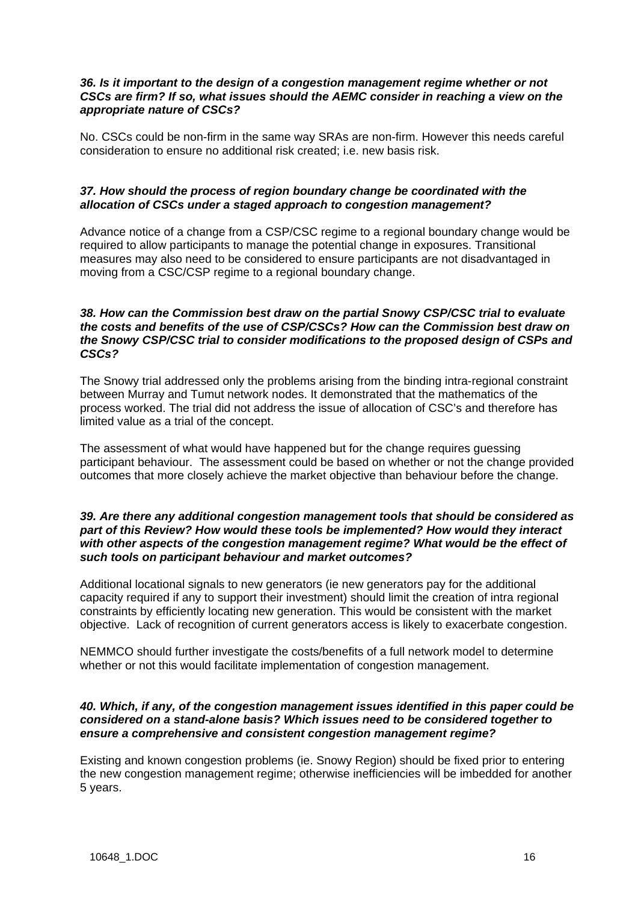***36. Is it important to the design of a congestion management regime whether or not CSCs are firm? If so, what issues should the AEMC consider in reaching a view on the appropriate nature of CSCs?***

No. CSCs could be non-firm in the same way SRAs are non-firm. However this needs careful consideration to ensure no additional risk created; i.e. new basis risk.

***37. How should the process of region boundary change be coordinated with the allocation of CSCs under a staged approach to congestion management?***

Advance notice of a change from a CSP/CSC regime to a regional boundary change would be required to allow participants to manage the potential change in exposures. Transitional measures may also need to be considered to ensure participants are not disadvantaged in moving from a CSC/CSP regime to a regional boundary change.

***38. How can the Commission best draw on the partial Snowy CSP/CSC trial to evaluate the costs and benefits of the use of CSP/CSCs? How can the Commission best draw on the Snowy CSP/CSC trial to consider modifications to the proposed design of CSPs and CSCs?***

The Snowy trial addressed only the problems arising from the binding intra-regional constraint between Murray and Tumut network nodes. It demonstrated that the mathematics of the process worked. The trial did not address the issue of allocation of CSC's and therefore has limited value as a trial of the concept.

The assessment of what would have happened but for the change requires guessing participant behaviour. The assessment could be based on whether or not the change provided outcomes that more closely achieve the market objective than behaviour before the change.

***39. Are there any additional congestion management tools that should be considered as part of this Review? How would these tools be implemented? How would they interact with other aspects of the congestion management regime? What would be the effect of such tools on participant behaviour and market outcomes?***

Additional locational signals to new generators (ie new generators pay for the additional capacity required if any to support their investment) should limit the creation of intra regional constraints by efficiently locating new generation. This would be consistent with the market objective. Lack of recognition of current generators access is likely to exacerbate congestion.

NEMMCO should further investigate the costs/benefits of a full network model to determine whether or not this would facilitate implementation of congestion management.

***40. Which, if any, of the congestion management issues identified in this paper could be considered on a stand-alone basis? Which issues need to be considered together to ensure a comprehensive and consistent congestion management regime?***

Existing and known congestion problems (ie. Snowy Region) should be fixed prior to entering the new congestion management regime; otherwise inefficiencies will be imbedded for another 5 years.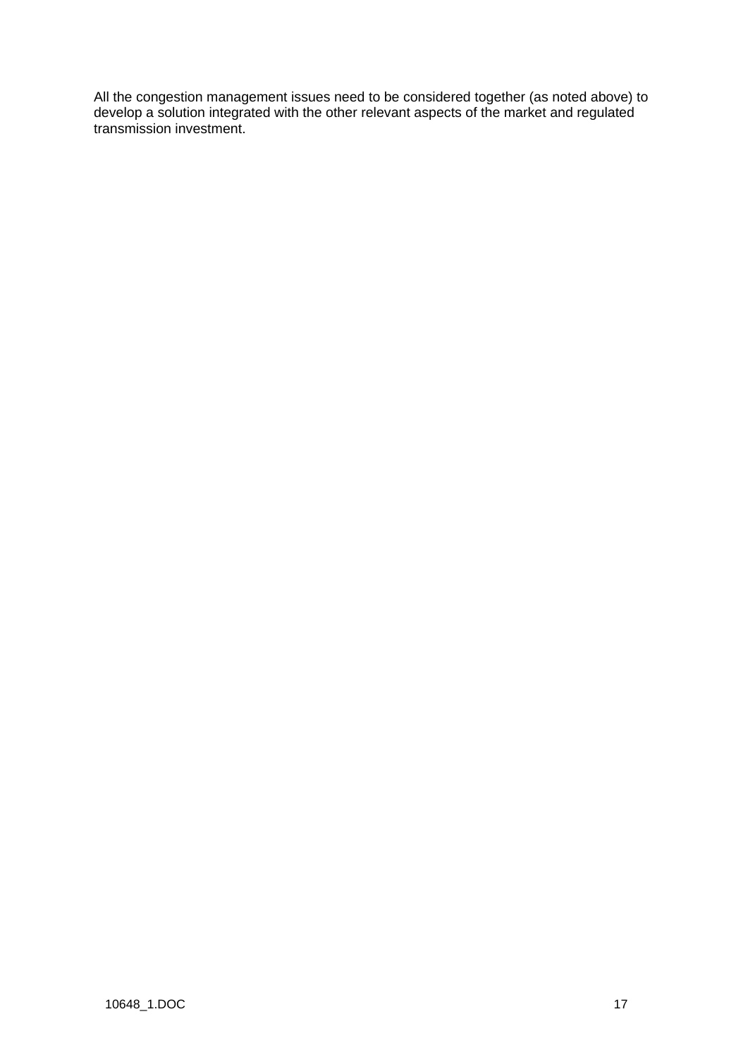All the congestion management issues need to be considered together (as noted above) to develop a solution integrated with the other relevant aspects of the market and regulated transmission investment.